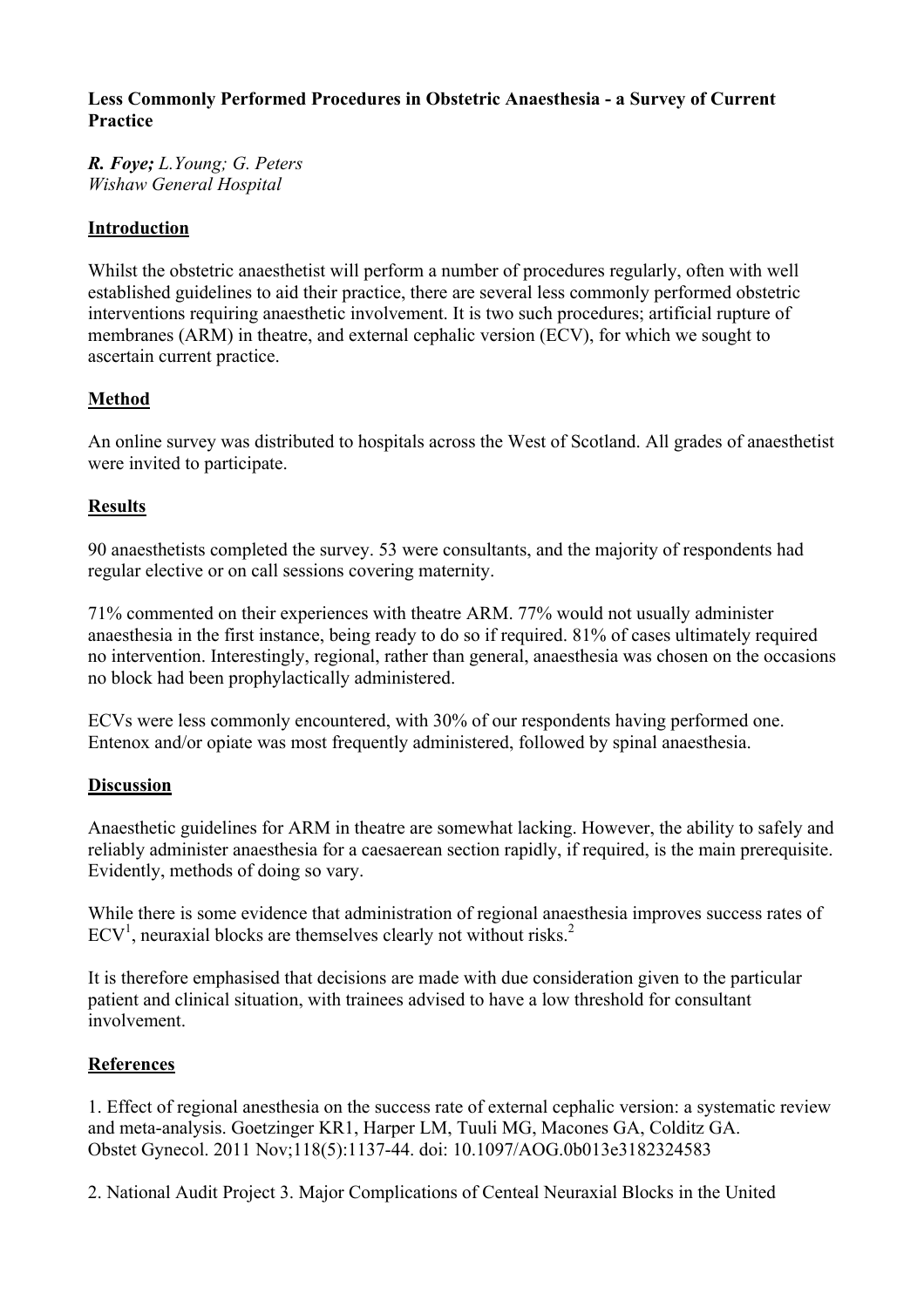**Less Commonly Performed Procedures in Obstetric Anaesthesia - a Survey of Current Practice**

***R. Foye;*** *L.Young; G. Peters*
*Wishaw General Hospital*

## Introduction

Whilst the obstetric anaesthetist will perform a number of procedures regularly, often with well established guidelines to aid their practice, there are several less commonly performed obstetric interventions requiring anaesthetic involvement. It is two such procedures; artificial rupture of membranes (ARM) in theatre, and external cephalic version (ECV), for which we sought to ascertain current practice.

## Method

An online survey was distributed to hospitals across the West of Scotland. All grades of anaesthetist were invited to participate.

## Results

90 anaesthetists completed the survey. 53 were consultants, and the majority of respondents had regular elective or on call sessions covering maternity.

71% commented on their experiences with theatre ARM. 77% would not usually administer anaesthesia in the first instance, being ready to do so if required. 81% of cases ultimately required no intervention. Interestingly, regional, rather than general, anaesthesia was chosen on the occasions no block had been prophylactically administered.

ECVs were less commonly encountered, with 30% of our respondents having performed one. Entenox and/or opiate was most frequently administered, followed by spinal anaesthesia.

## Discussion

Anaesthetic guidelines for ARM in theatre are somewhat lacking. However, the ability to safely and reliably administer anaesthesia for a caesarean section rapidly, if required, is the main prerequisite. Evidently, methods of doing so vary.

While there is some evidence that administration of regional anaesthesia improves success rates of ECV[1], neuraxial blocks are themselves clearly not without risks.[2]

It is therefore emphasised that decisions are made with due consideration given to the particular patient and clinical situation, with trainees advised to have a low threshold for consultant involvement.

## References

1. Effect of regional anesthesia on the success rate of external cephalic version: a systematic review and meta-analysis. Goetzinger KR1, Harper LM, Tuuli MG, Macones GA, Colditz GA. Obstet Gynecol. 2011 Nov;118(5):1137-44. doi: 10.1097/AOG.0b013e3182324583

2. National Audit Project 3. Major Complications of Centeal Neuraxial Blocks in the United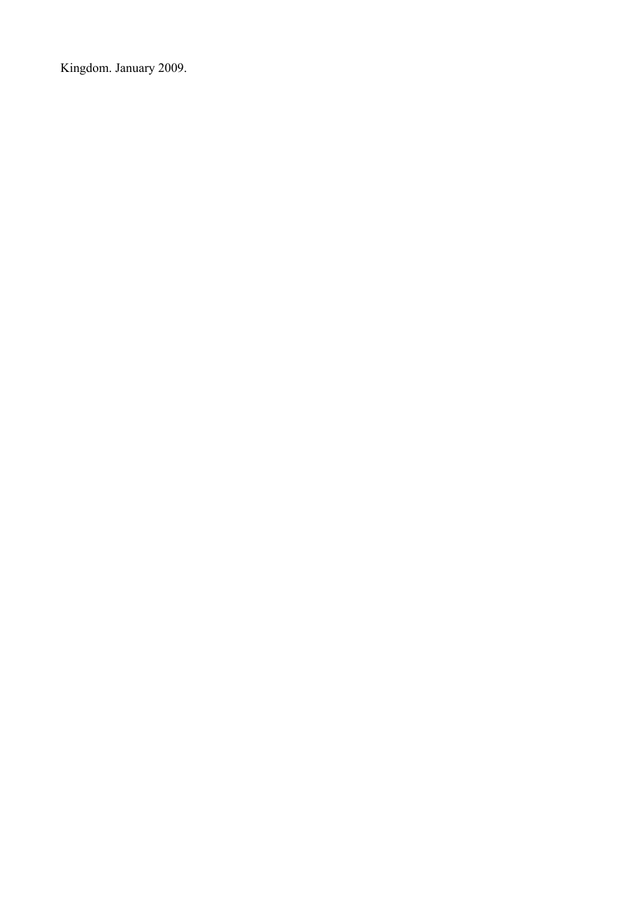Kingdom. January 2009.